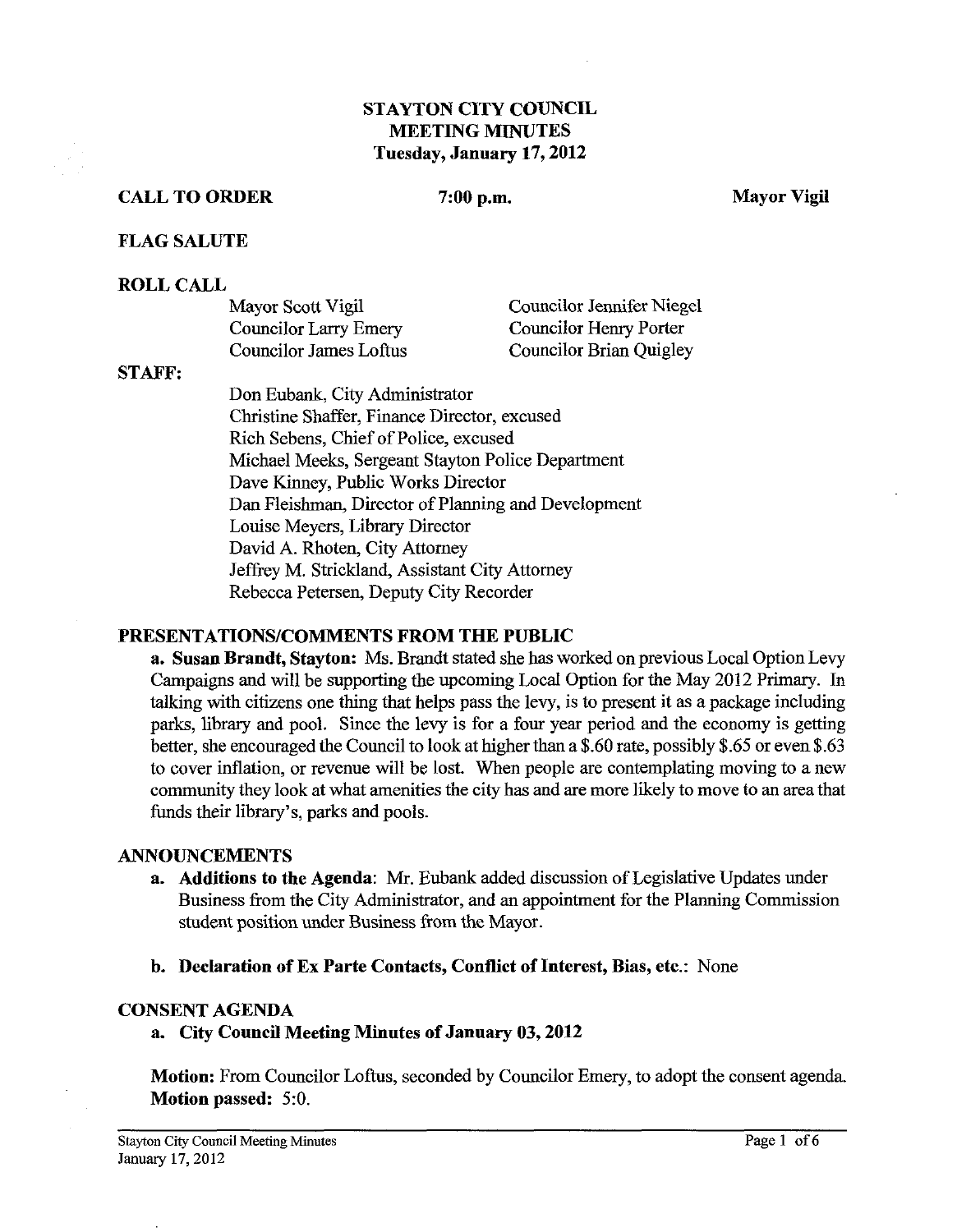# STAYTON CITY COUNCIL
# MEETING MINUTES
## Tuesday, January 17, 2012

**CALL TO ORDER** **7:00 p.m.** **Mayor Vigil**

**FLAG SALUTE**

**ROLL CALL**

Mayor Scott Vigil
Councilor Larry Emery
Councilor James Loftus
Councilor Jennifer Niegel
Councilor Henry Porter
Councilor Brian Quigley

**STAFF:**

Don Eubank, City Administrator
Christine Shaffer, Finance Director, excused
Rich Sebens, Chief of Police, excused
Michael Meeks, Sergeant Stayton Police Department
Dave Kinney, Public Works Director
Dan Fleishman, Director of Planning and Development
Louise Meyers, Library Director
David A. Rhoten, City Attorney
Jeffrey M. Strickland, Assistant City Attorney
Rebecca Petersen, Deputy City Recorder

**PRESENTATIONS/COMMENTS FROM THE PUBLIC**

**a. Susan Brandt, Stayton:** Ms. Brandt stated she has worked on previous Local Option Levy Campaigns and will be supporting the upcoming Local Option for the May 2012 Primary. In talking with citizens one thing that helps pass the levy, is to present it as a package including parks, library and pool. Since the levy is for a four year period and the economy is getting better, she encouraged the Council to look at higher than a $.60 rate, possibly $.65 or even $.63 to cover inflation, or revenue will be lost. When people are contemplating moving to a new community they look at what amenities the city has and are more likely to move to an area that funds their library's, parks and pools.

**ANNOUNCEMENTS**

a. **Additions to the Agenda**: Mr. Eubank added discussion of Legislative Updates under Business from the City Administrator, and an appointment for the Planning Commission student position under Business from the Mayor.

b. **Declaration of Ex Parte Contacts, Conflict of Interest, Bias, etc.**: None

**CONSENT AGENDA**

a. **City Council Meeting Minutes of January 03, 2012**

**Motion:** From Councilor Loftus, seconded by Councilor Emery, to adopt the consent agenda. **Motion passed:** 5:0.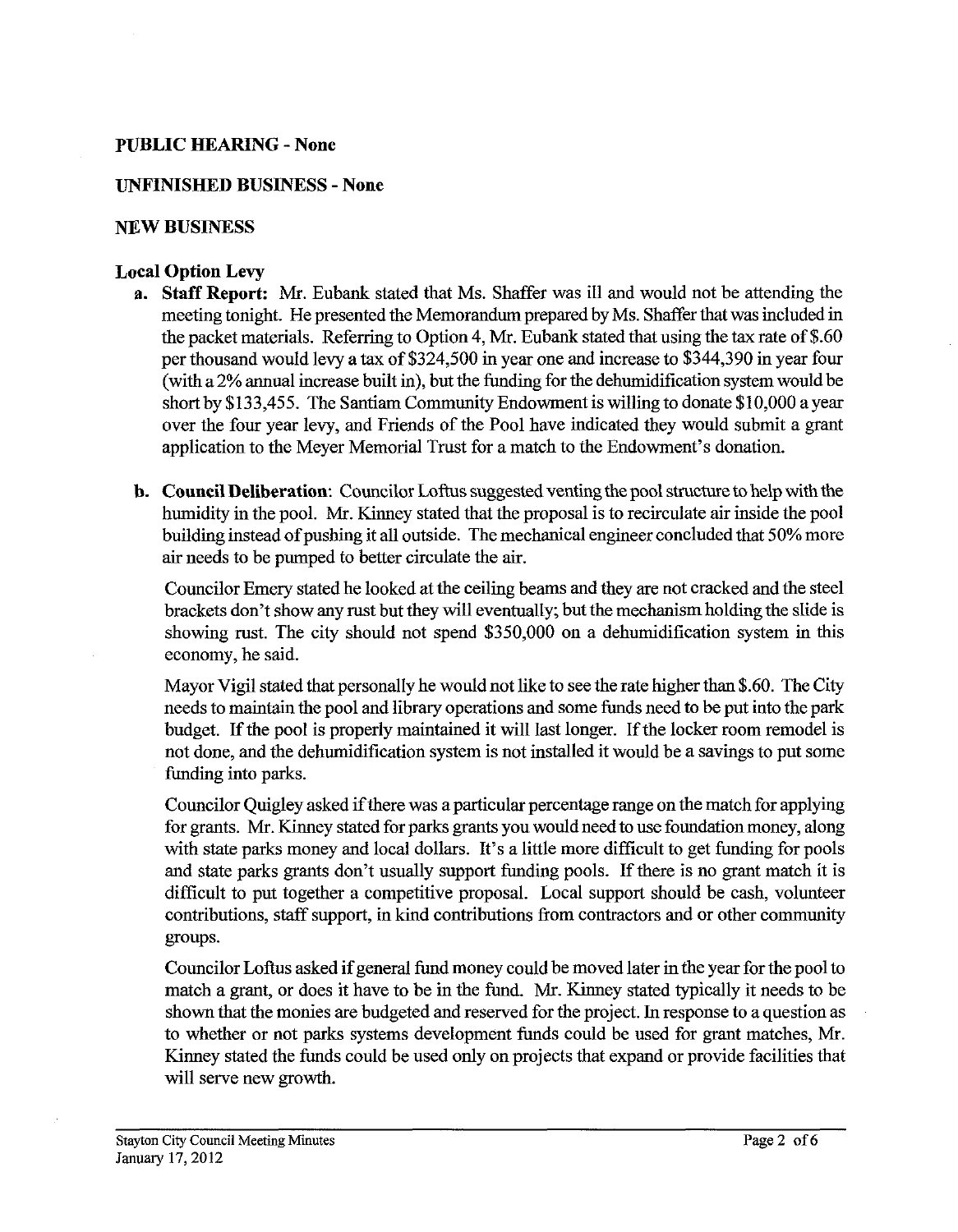**PUBLIC HEARING - None**

**UNFINISHED BUSINESS - None**

**NEW BUSINESS**

**Local Option Levy**

a. **Staff Report:** Mr. Eubank stated that Ms. Shaffer was ill and would not be attending the meeting tonight. He presented the Memorandum prepared by Ms. Shaffer that was included in the packet materials. Referring to Option 4, Mr. Eubank stated that using the tax rate of $.60 per thousand would levy a tax of $324,500 in year one and increase to $344,390 in year four (with a 2% annual increase built in), but the funding for the dehumidification system would be short by $133,455. The Santiam Community Endowment is willing to donate $10,000 a year over the four year levy, and Friends of the Pool have indicated they would submit a grant application to the Meyer Memorial Trust for a match to the Endowment's donation.

b. **Council Deliberation**: Councilor Loftus suggested venting the pool structure to help with the humidity in the pool. Mr. Kinney stated that the proposal is to recirculate air inside the pool building instead of pushing it all outside. The mechanical engineer concluded that 50% more air needs to be pumped to better circulate the air.

   Councilor Emery stated he looked at the ceiling beams and they are not cracked and the steel brackets don't show any rust but they will eventually; but the mechanism holding the slide is showing rust. The city should not spend $350,000 on a dehumidification system in this economy, he said.

   Mayor Vigil stated that personally he would not like to see the rate higher than $.60. The City needs to maintain the pool and library operations and some funds need to be put into the park budget. If the pool is properly maintained it will last longer. If the locker room remodel is not done, and the dehumidification system is not installed it would be a savings to put some funding into parks.

   Councilor Quigley asked if there was a particular percentage range on the match for applying for grants. Mr. Kinney stated for parks grants you would need to use foundation money, along with state parks money and local dollars. It's a little more difficult to get funding for pools and state parks grants don't usually support funding pools. If there is no grant match it is difficult to put together a competitive proposal. Local support should be cash, volunteer contributions, staff support, in kind contributions from contractors and or other community groups.

   Councilor Loftus asked if general fund money could be moved later in the year for the pool to match a grant, or does it have to be in the fund. Mr. Kinney stated typically it needs to be shown that the monies are budgeted and reserved for the project. In response to a question as to whether or not parks systems development funds could be used for grant matches, Mr. Kinney stated the funds could be used only on projects that expand or provide facilities that will serve new growth.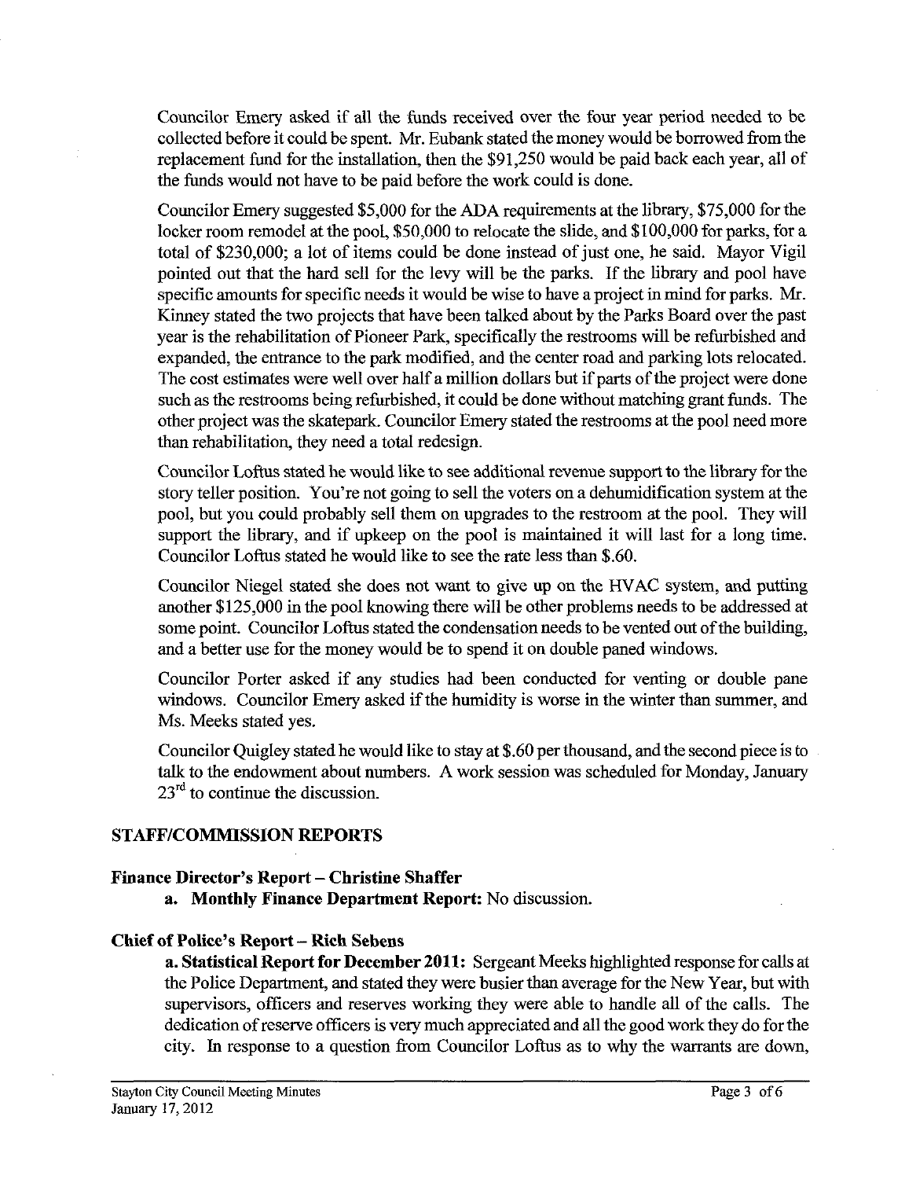Councilor Emery asked if all the funds received over the four year period needed to be collected before it could be spent. Mr. Eubank stated the money would be borrowed from the replacement fund for the installation, then the $91,250 would be paid back each year, all of the funds would not have to be paid before the work could is done.

Councilor Emery suggested $5,000 for the ADA requirements at the library, $75,000 for the locker room remodel at the pool, $50,000 to relocate the slide, and $100,000 for parks, for a total of $230,000; a lot of items could be done instead of just one, he said. Mayor Vigil pointed out that the hard sell for the levy will be the parks. If the library and pool have specific amounts for specific needs it would be wise to have a project in mind for parks. Mr. Kinney stated the two projects that have been talked about by the Parks Board over the past year is the rehabilitation of Pioneer Park, specifically the restrooms will be refurbished and expanded, the entrance to the park modified, and the center road and parking lots relocated. The cost estimates were well over half a million dollars but if parts of the project were done such as the restrooms being refurbished, it could be done without matching grant funds. The other project was the skatepark. Councilor Emery stated the restrooms at the pool need more than rehabilitation, they need a total redesign.

Councilor Loftus stated he would like to see additional revenue support to the library for the story teller position. You're not going to sell the voters on a dehumidification system at the pool, but you could probably sell them on upgrades to the restroom at the pool. They will support the library, and if upkeep on the pool is maintained it will last for a long time. Councilor Loftus stated he would like to see the rate less than $.60.

Councilor Niegel stated she does not want to give up on the HVAC system, and putting another $125,000 in the pool knowing there will be other problems needs to be addressed at some point. Councilor Loftus stated the condensation needs to be vented out of the building, and a better use for the money would be to spend it on double paned windows.

Councilor Porter asked if any studies had been conducted for venting or double pane windows. Councilor Emery asked if the humidity is worse in the winter than summer, and Ms. Meeks stated yes.

Councilor Quigley stated he would like to stay at $.60 per thousand, and the second piece is to talk to the endowment about numbers. A work session was scheduled for Monday, January 23rd to continue the discussion.

## STAFF/COMMISSION REPORTS

### Finance Director's Report – Christine Shaffer

**a. Monthly Finance Department Report:** No discussion.

### Chief of Police's Report – Rich Sebens

**a. Statistical Report for December 2011:** Sergeant Meeks highlighted response for calls at the Police Department, and stated they were busier than average for the New Year, but with supervisors, officers and reserves working they were able to handle all of the calls. The dedication of reserve officers is very much appreciated and all the good work they do for the city. In response to a question from Councilor Loftus as to why the warrants are down,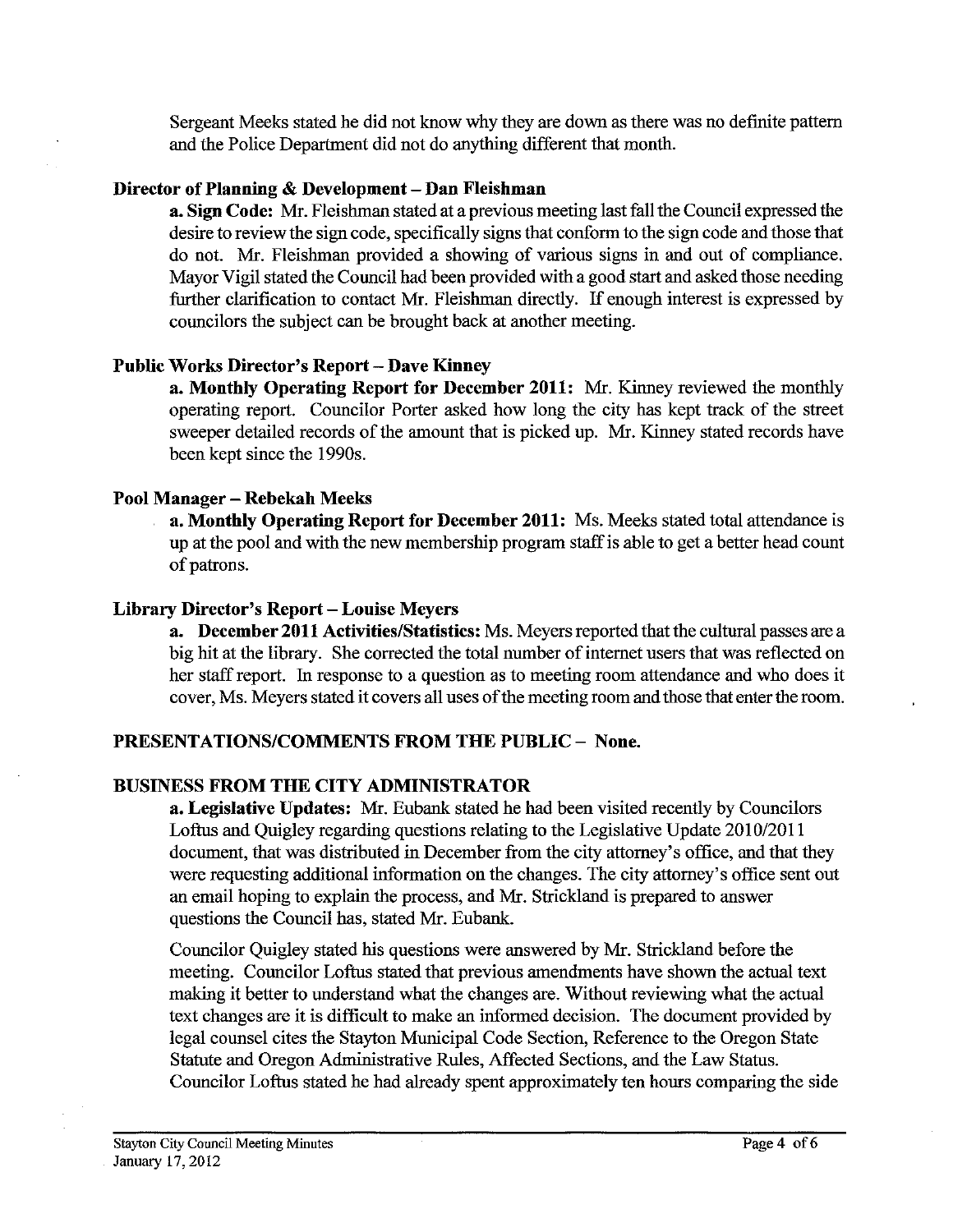Sergeant Meeks stated he did not know why they are down as there was no definite pattern and the Police Department did not do anything different that month.

### Director of Planning & Development – Dan Fleishman

**a. Sign Code:** Mr. Fleishman stated at a previous meeting last fall the Council expressed the desire to review the sign code, specifically signs that conform to the sign code and those that do not. Mr. Fleishman provided a showing of various signs in and out of compliance. Mayor Vigil stated the Council had been provided with a good start and asked those needing further clarification to contact Mr. Fleishman directly. If enough interest is expressed by councilors the subject can be brought back at another meeting.

### Public Works Director's Report – Dave Kinney

**a. Monthly Operating Report for December 2011:** Mr. Kinney reviewed the monthly operating report. Councilor Porter asked how long the city has kept track of the street sweeper detailed records of the amount that is picked up. Mr. Kinney stated records have been kept since the 1990s.

### Pool Manager – Rebekah Meeks

**a. Monthly Operating Report for December 2011:** Ms. Meeks stated total attendance is up at the pool and with the new membership program staff is able to get a better head count of patrons.

### Library Director's Report – Louise Meyers

**a. December 2011 Activities/Statistics:** Ms. Meyers reported that the cultural passes are a big hit at the library. She corrected the total number of internet users that was reflected on her staff report. In response to a question as to meeting room attendance and who does it cover, Ms. Meyers stated it covers all uses of the meeting room and those that enter the room.

## PRESENTATIONS/COMMENTS FROM THE PUBLIC – None.

## BUSINESS FROM THE CITY ADMINISTRATOR

**a. Legislative Updates:** Mr. Eubank stated he had been visited recently by Councilors Loftus and Quigley regarding questions relating to the Legislative Update 2010/2011 document, that was distributed in December from the city attorney's office, and that they were requesting additional information on the changes. The city attorney's office sent out an email hoping to explain the process, and Mr. Strickland is prepared to answer questions the Council has, stated Mr. Eubank.

Councilor Quigley stated his questions were answered by Mr. Strickland before the meeting. Councilor Loftus stated that previous amendments have shown the actual text making it better to understand what the changes are. Without reviewing what the actual text changes are it is difficult to make an informed decision. The document provided by legal counsel cites the Stayton Municipal Code Section, Reference to the Oregon State Statute and Oregon Administrative Rules, Affected Sections, and the Law Status. Councilor Loftus stated he had already spent approximately ten hours comparing the side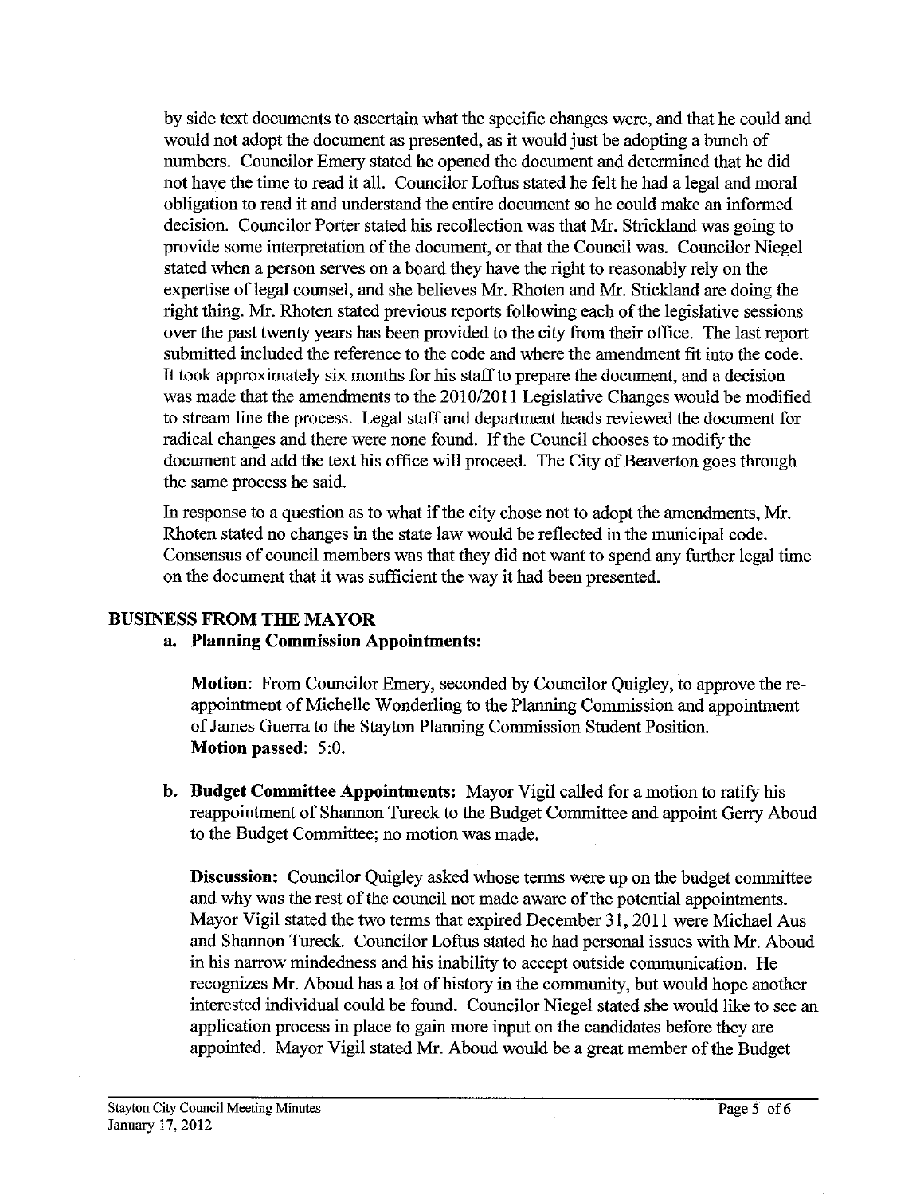by side text documents to ascertain what the specific changes were, and that he could and would not adopt the document as presented, as it would just be adopting a bunch of numbers. Councilor Emery stated he opened the document and determined that he did not have the time to read it all. Councilor Loftus stated he felt he had a legal and moral obligation to read it and understand the entire document so he could make an informed decision. Councilor Porter stated his recollection was that Mr. Strickland was going to provide some interpretation of the document, or that the Council was. Councilor Niegel stated when a person serves on a board they have the right to reasonably rely on the expertise of legal counsel, and she believes Mr. Rhoten and Mr. Stickland are doing the right thing. Mr. Rhoten stated previous reports following each of the legislative sessions over the past twenty years has been provided to the city from their office. The last report submitted included the reference to the code and where the amendment fit into the code. It took approximately six months for his staff to prepare the document, and a decision was made that the amendments to the 2010/2011 Legislative Changes would be modified to stream line the process. Legal staff and department heads reviewed the document for radical changes and there were none found. If the Council chooses to modify the document and add the text his office will proceed. The City of Beaverton goes through the same process he said.

In response to a question as to what if the city chose not to adopt the amendments, Mr. Rhoten stated no changes in the state law would be reflected in the municipal code. Consensus of council members was that they did not want to spend any further legal time on the document that it was sufficient the way it had been presented.

## BUSINESS FROM THE MAYOR

**a. Planning Commission Appointments:**

**Motion**: From Councilor Emery, seconded by Councilor Quigley, to approve the re-appointment of Michelle Wonderling to the Planning Commission and appointment of James Guerra to the Stayton Planning Commission Student Position.
**Motion passed**: 5:0.

**b. Budget Committee Appointments:** Mayor Vigil called for a motion to ratify his reappointment of Shannon Tureck to the Budget Committee and appoint Gerry Aboud to the Budget Committee; no motion was made.

**Discussion:** Councilor Quigley asked whose terms were up on the budget committee and why was the rest of the council not made aware of the potential appointments. Mayor Vigil stated the two terms that expired December 31, 2011 were Michael Aus and Shannon Tureck. Councilor Loftus stated he had personal issues with Mr. Aboud in his narrow mindedness and his inability to accept outside communication. He recognizes Mr. Aboud has a lot of history in the community, but would hope another interested individual could be found. Councilor Niegel stated she would like to see an application process in place to gain more input on the candidates before they are appointed. Mayor Vigil stated Mr. Aboud would be a great member of the Budget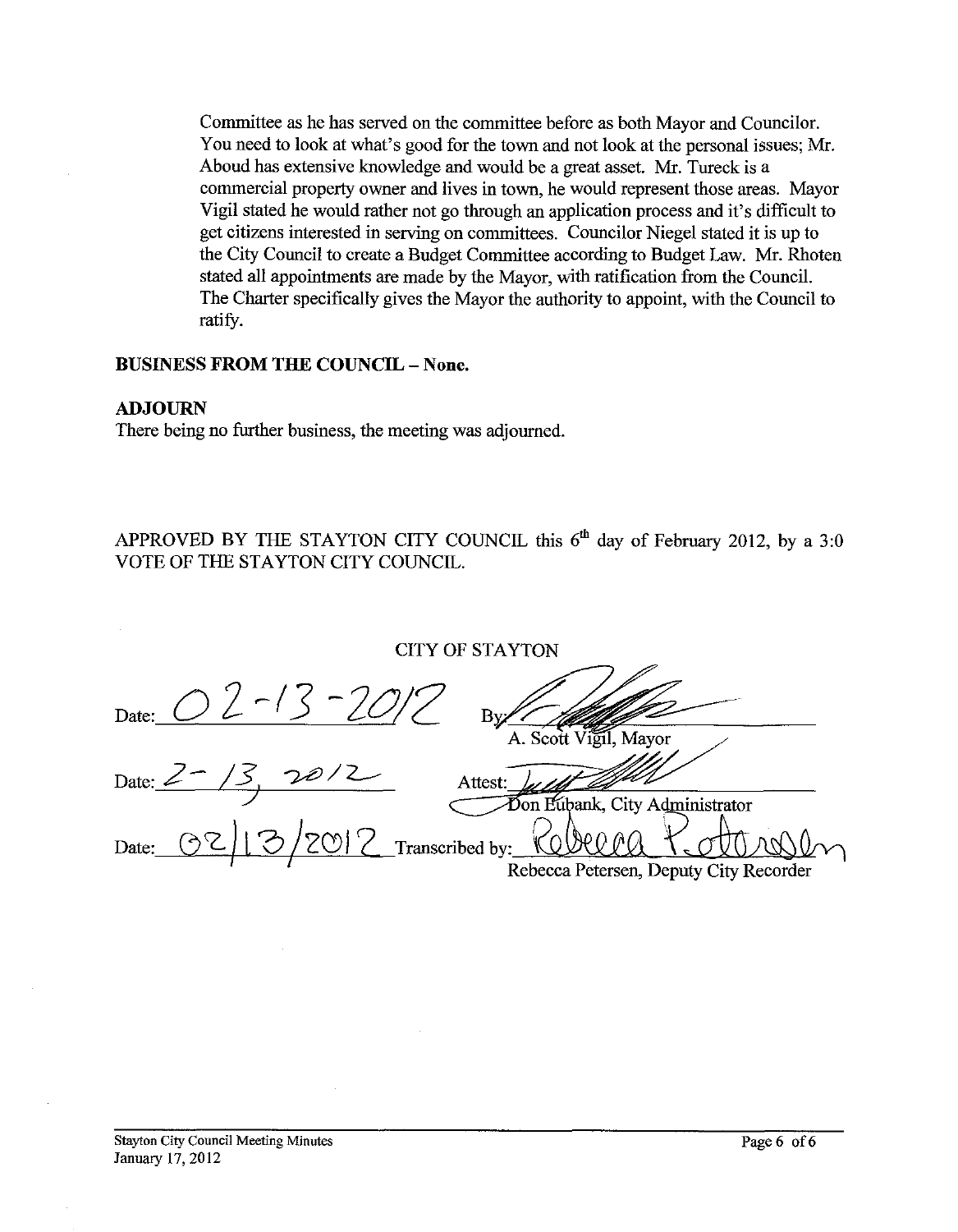Committee as he has served on the committee before as both Mayor and Councilor. You need to look at what's good for the town and not look at the personal issues; Mr. Aboud has extensive knowledge and would be a great asset. Mr. Tureck is a commercial property owner and lives in town, he would represent those areas. Mayor Vigil stated he would rather not go through an application process and it's difficult to get citizens interested in serving on committees. Councilor Niegel stated it is up to the City Council to create a Budget Committee according to Budget Law. Mr. Rhoten stated all appointments are made by the Mayor, with ratification from the Council. The Charter specifically gives the Mayor the authority to appoint, with the Council to ratify.

**BUSINESS FROM THE COUNCIL – None.**

**ADJOURN**

There being no further business, the meeting was adjourned.

APPROVED BY THE STAYTON CITY COUNCIL this 6th day of February 2012, by a 3:0 VOTE OF THE STAYTON CITY COUNCIL.

CITY OF STAYTON

Date: 02-13-2012 By: A. Scott Vigil, Mayor

Date: 2-13, 2012 Attest: Don Eubank, City Administrator

Date: 02/13/2012 Transcribed by: Rebecca Petersen, Deputy City Recorder